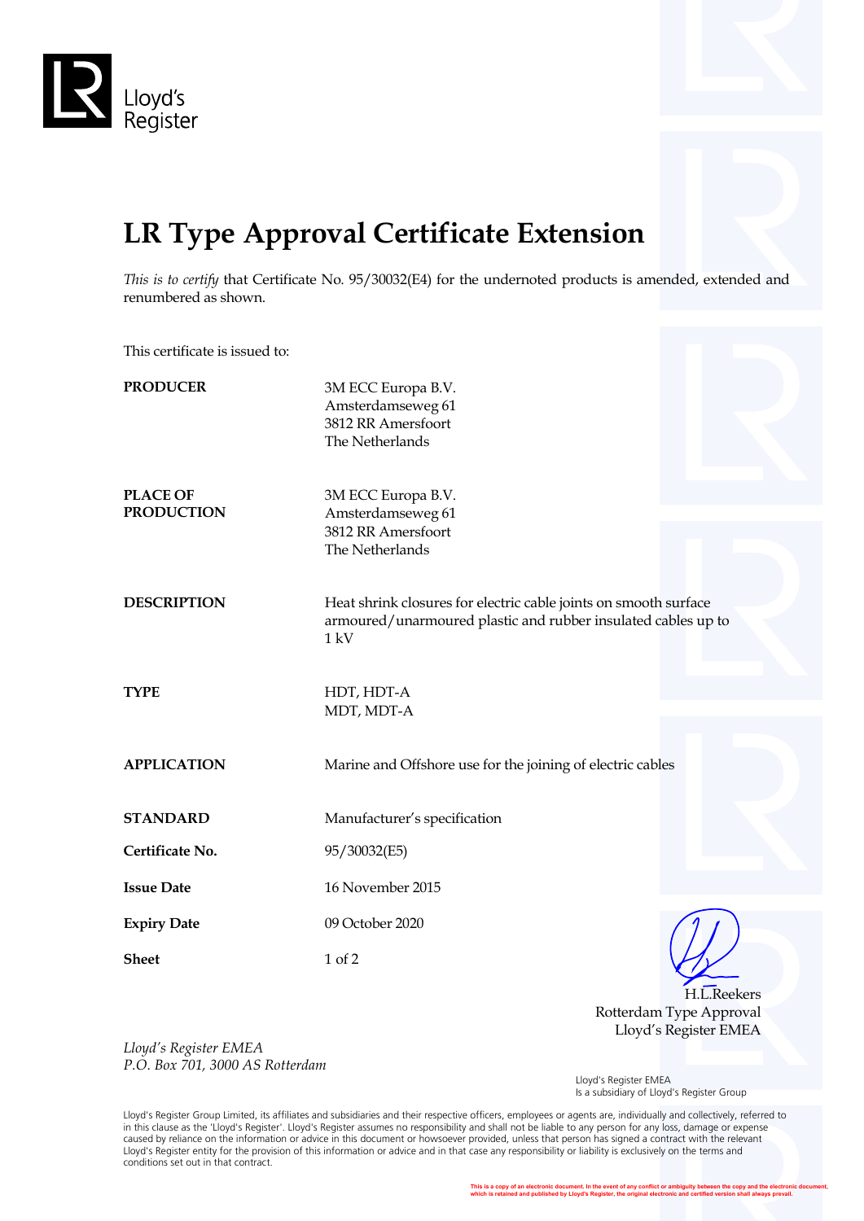Lloyd's Register

# LR Type Approval Certificate Extension

*This is to certify* that Certificate No. 95/30032(E4) for the undernoted products is amended, extended and renumbered as shown.

This certificate is issued to:

**PRODUCER**

3M ECC Europa B.V.
Amsterdamseweg 61
3812 RR Amersfoort
The Netherlands

**PLACE OF PRODUCTION**

3M ECC Europa B.V.
Amsterdamseweg 61
3812 RR Amersfoort
The Netherlands

**DESCRIPTION**

Heat shrink closures for electric cable joints on smooth surface armoured/unarmoured plastic and rubber insulated cables up to 1 kV

**TYPE**

HDT, HDT-A
MDT, MDT-A

**APPLICATION**

Marine and Offshore use for the joining of electric cables

**STANDARD**

Manufacturer's specification

**Certificate No.** 95/30032(E5)

**Issue Date** 16 November 2015

**Expiry Date** 09 October 2020

**Sheet** 1 of 2

H.L.Reekers
Rotterdam Type Approval
Lloyd's Register EMEA

*Lloyd's Register EMEA*
*P.O. Box 701, 3000 AS Rotterdam*

Lloyd's Register EMEA
Is a subsidiary of Lloyd's Register Group

Lloyd's Register Group Limited, its affiliates and subsidiaries and their respective officers, employees or agents are, individually and collectively, referred to in this clause as the 'Lloyd's Register'. Lloyd's Register assumes no responsibility and shall not be liable to any person for any loss, damage or expense caused by reliance on the information or advice in this document or howsoever provided, unless that person has signed a contract with the relevant Lloyd's Register entity for the provision of this information or advice and in that case any responsibility or liability is exclusively on the terms and conditions set out in that contract.

This is a copy of an electronic document. In the event of any conflict or ambiguity between the copy and the electronic document, which is retained and published by Lloyd's Register, the original electronic and certified version shall always prevail.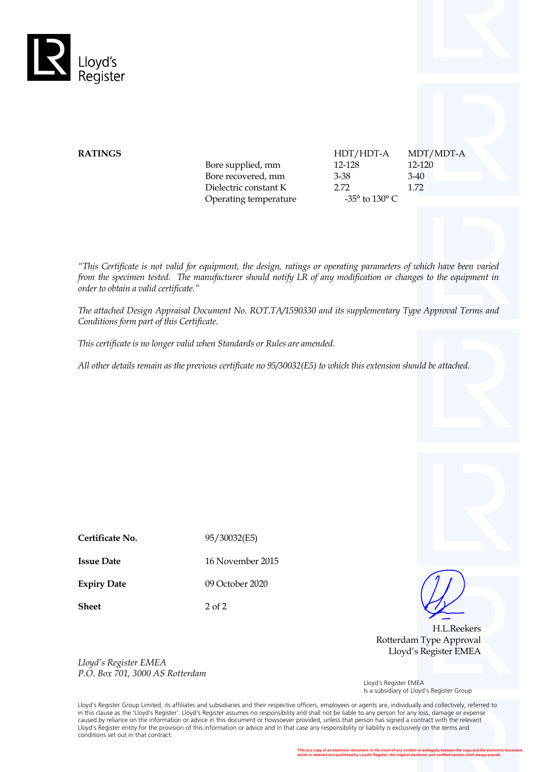**Lloyd's Register**

**RATINGS**

| | HDT/HDT-A | MDT/MDT-A |
|---|---|---|
| Bore supplied, mm | 12-128 | 12-120 |
| Bore recovered, mm | 3-38 | 3-40 |
| Dielectric constant K | 2.72 | 1.72 |
| Operating temperature | -35° to 130° C | |

*"This Certificate is not valid for equipment, the design, ratings or operating parameters of which have been varied from the specimen tested. The manufacturer should notify LR of any modification or changes to the equipment in order to obtain a valid certificate."*

*The attached Design Appraisal Document No. ROT.TA/1590330 and its supplementary Type Approval Terms and Conditions form part of this Certificate.*

*This certificate is no longer valid when Standards or Rules are amended.*

*All other details remain as the previous certificate no 95/30032(E5) to which this extension should be attached.*

| | |
|---|---|
| **Certificate No.** | 95/30032(E5) |
| **Issue Date** | 16 November 2015 |
| **Expiry Date** | 09 October 2020 |
| **Sheet** | 2 of 2 |

H.L.Reekers
Rotterdam Type Approval
Lloyd's Register EMEA

*Lloyd's Register EMEA*
*P.O. Box 701, 3000 AS Rotterdam*

Lloyd's Register EMEA
Is a subsidiary of Lloyd's Register Group

Lloyd's Register Group Limited, its affiliates and subsidiaries and their respective officers, employees or agents are, individually and collectively, referred to in this clause as the 'Lloyd's Register'. Lloyd's Register assumes no responsibility and shall not be liable to any person for any loss, damage or expense caused by reliance on the information or advice in this document or howsoever provided, unless that person has signed a contract with the relevant Lloyd's Register entity for the provision of this information or advice and in that case any responsibility or liability is exclusively on the terms and conditions set out in that contract.

This is a copy of an electronic document. In the event of any conflict or ambiguity between the copy and the electronic document, which is retained and published by Lloyd's Register, the original electronic and certified version shall always prevail.